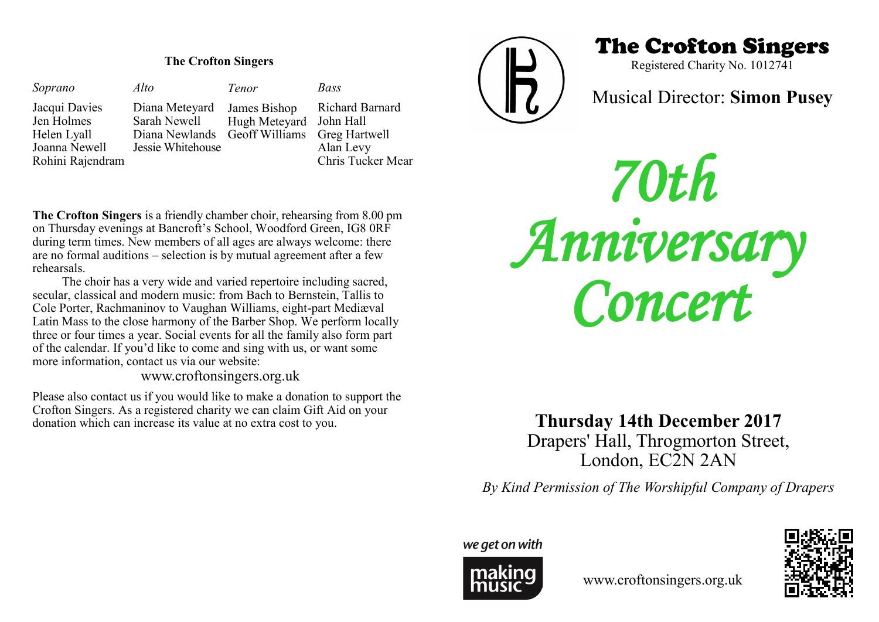## The Crofton Singers

| *Soprano* | *Alto* | *Tenor* | *Bass* |
| --- | --- | --- | --- |
| Jacqui Davies | Diana Meteyard | James Bishop | Richard Barnard |
| Jen Holmes | Sarah Newell | Hugh Meteyard | John Hall |
| Helen Lyall | Diana Newlands | Geoff Williams | Greg Hartwell |
| Joanna Newell | Jessie Whitehouse | | Alan Levy |
| Rohini Rajendram | | | Chris Tucker Mear |

**The Crofton Singers** is a friendly chamber choir, rehearsing from 8.00 pm on Thursday evenings at Bancroft's School, Woodford Green, IG8 0RF during term times. New members of all ages are always welcome: there are no formal auditions – selection is by mutual agreement after a few rehearsals.

The choir has a very wide and varied repertoire including sacred, secular, classical and modern music: from Bach to Bernstein, Tallis to Cole Porter, Rachmaninov to Vaughan Williams, eight-part Mediæval Latin Mass to the close harmony of the Barber Shop. We perform locally three or four times a year. Social events for all the family also form part of the calendar. If you'd like to come and sing with us, or want some more information, contact us via our website:

www.croftonsingers.org.uk

Please also contact us if you would like to make a donation to support the Crofton Singers. As a registered charity we can claim Gift Aid on your donation which can increase its value at no extra cost to you.

# The Crofton Singers

Registered Charity No. 1012741

Musical Director: **Simon Pusey**

# *70th Anniversary Concert*

**Thursday 14th December 2017**

Drapers' Hall, Throgmorton Street, London, EC2N 2AN

*By Kind Permission of The Worshipful Company of Drapers*

*we get on with* making music

www.croftonsingers.org.uk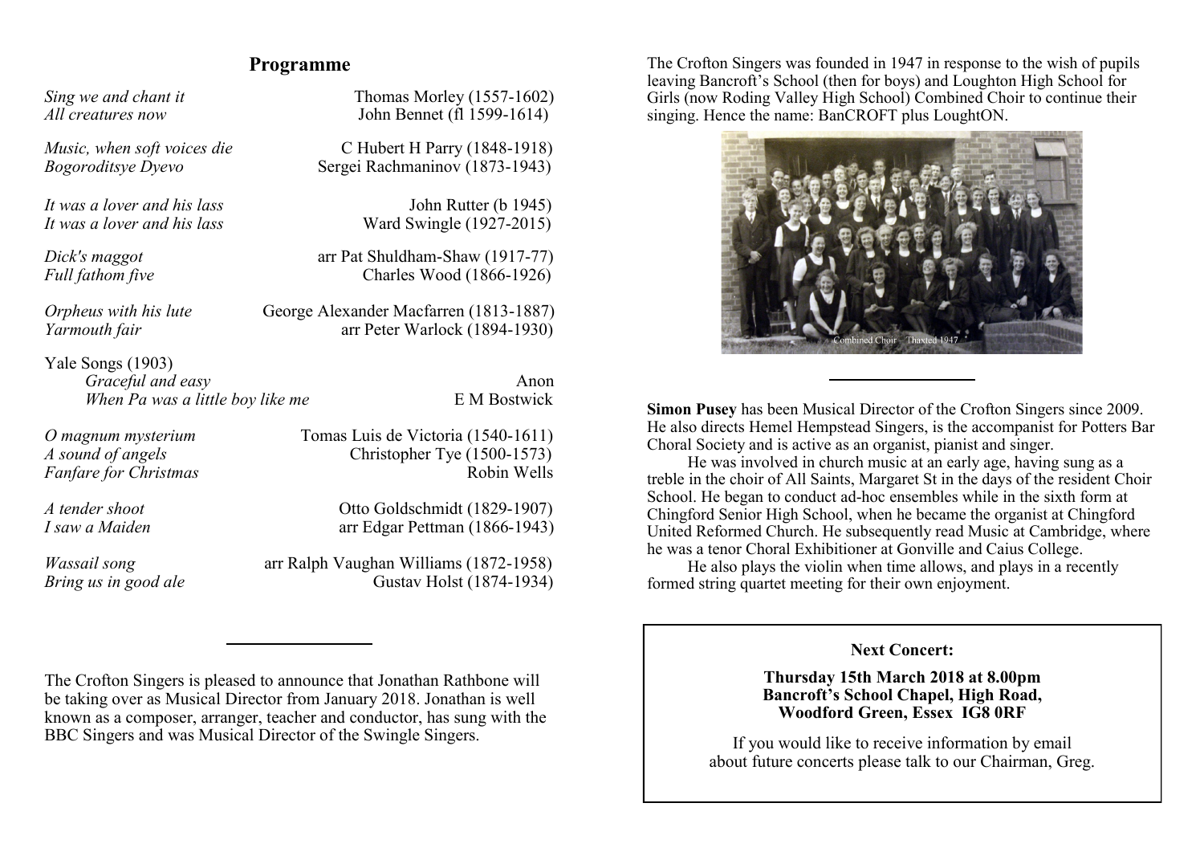## Programme

| | |
|---|---|
| *Sing we and chant it* | Thomas Morley (1557-1602) |
| *All creatures now* | John Bennet (fl 1599-1614) |
| *Music, when soft voices die* | C Hubert H Parry (1848-1918) |
| *Bogoroditsye Dyevo* | Sergei Rachmaninov (1873-1943) |
| *It was a lover and his lass* | John Rutter (b 1945) |
| *It was a lover and his lass* | Ward Swingle (1927-2015) |
| *Dick's maggot* | arr Pat Shuldham-Shaw (1917-77) |
| *Full fathom five* | Charles Wood (1866-1926) |
| *Orpheus with his lute* | George Alexander Macfarren (1813-1887) |
| *Yarmouth fair* | arr Peter Warlock (1894-1930) |
| Yale Songs (1903) | |
| *Graceful and easy* | Anon |
| *When Pa was a little boy like me* | E M Bostwick |
| *O magnum mysterium* | Tomas Luis de Victoria (1540-1611) |
| *A sound of angels* | Christopher Tye (1500-1573) |
| *Fanfare for Christmas* | Robin Wells |
| *A tender shoot* | Otto Goldschmidt (1829-1907) |
| *I saw a Maiden* | arr Edgar Pettman (1866-1943) |
| *Wassail song* | arr Ralph Vaughan Williams (1872-1958) |
| *Bring us in good ale* | Gustav Holst (1874-1934) |

---

The Crofton Singers is pleased to announce that Jonathan Rathbone will be taking over as Musical Director from January 2018. Jonathan is well known as a composer, arranger, teacher and conductor, has sung with the BBC Singers and was Musical Director of the Swingle Singers.

The Crofton Singers was founded in 1947 in response to the wish of pupils leaving Bancroft's School (then for boys) and Loughton High School for Girls (now Roding Valley High School) Combined Choir to continue their singing. Hence the name: BanCROFT plus LoughtON.

Combined Choir – Thaxted 1947

---

**Simon Pusey** has been Musical Director of the Crofton Singers since 2009. He also directs Hemel Hempstead Singers, is the accompanist for Potters Bar Choral Society and is active as an organist, pianist and singer.

He was involved in church music at an early age, having sung as a treble in the choir of All Saints, Margaret St in the days of the resident Choir School. He began to conduct ad-hoc ensembles while in the sixth form at Chingford Senior High School, when he became the organist at Chingford United Reformed Church. He subsequently read Music at Cambridge, where he was a tenor Choral Exhibitioner at Gonville and Caius College.

He also plays the violin when time allows, and plays in a recently formed string quartet meeting for their own enjoyment.

**Next Concert:**

**Thursday 15th March 2018 at 8.00pm**
**Bancroft's School Chapel, High Road, Woodford Green, Essex IG8 0RF**

If you would like to receive information by email about future concerts please talk to our Chairman, Greg.